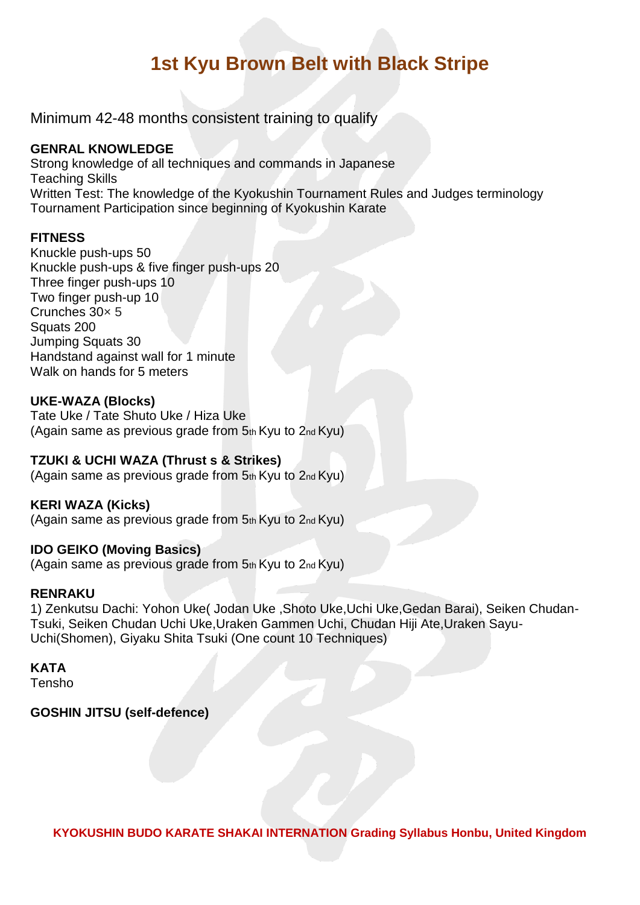# 1st Kyu Brown Belt with Black Stripe

Minimum 42-48 months consistent training to qualify

**GENRAL KNOWLEDGE**
Strong knowledge of all techniques and commands in Japanese
Teaching Skills
Written Test: The knowledge of the Kyokushin Tournament Rules and Judges terminology
Tournament Participation since beginning of Kyokushin Karate

**FITNESS**
Knuckle push-ups 50
Knuckle push-ups & five finger push-ups 20
Three finger push-ups 10
Two finger push-up 10
Crunches 30× 5
Squats 200
Jumping Squats 30
Handstand against wall for 1 minute
Walk on hands for 5 meters

**UKE-WAZA (Blocks)**
Tate Uke / Tate Shuto Uke / Hiza Uke
(Again same as previous grade from 5th Kyu to 2nd Kyu)

**TZUKI & UCHI WAZA (Thrust s & Strikes)**
(Again same as previous grade from 5th Kyu to 2nd Kyu)

**KERI WAZA (Kicks)**
(Again same as previous grade from 5th Kyu to 2nd Kyu)

**IDO GEIKO (Moving Basics)**
(Again same as previous grade from 5th Kyu to 2nd Kyu)

**RENRAKU**
1) Zenkutsu Dachi: Yohon Uke( Jodan Uke ,Shoto Uke,Uchi Uke,Gedan Barai), Seiken Chudan-Tsuki, Seiken Chudan Uchi Uke,Uraken Gammen Uchi, Chudan Hiji Ate,Uraken Sayu-Uchi(Shomen), Giyaku Shita Tsuki (One count 10 Techniques)

**KATA**
Tensho

**GOSHIN JITSU (self-defence)**

**KYOKUSHIN BUDO KARATE SHAKAI INTERNATION Grading Syllabus Honbu, United Kingdom**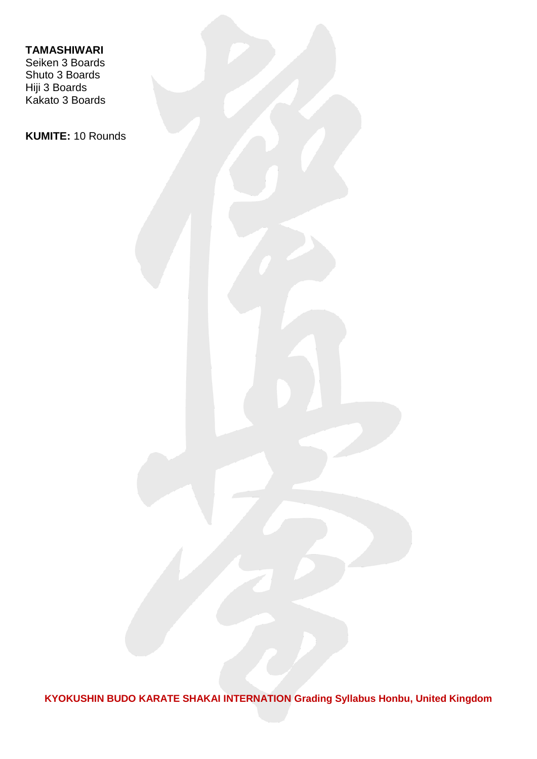**TAMASHIWARI**
Seiken 3 Boards
Shuto 3 Boards
Hiji 3 Boards
Kakato 3 Boards

**KUMITE:** 10 Rounds